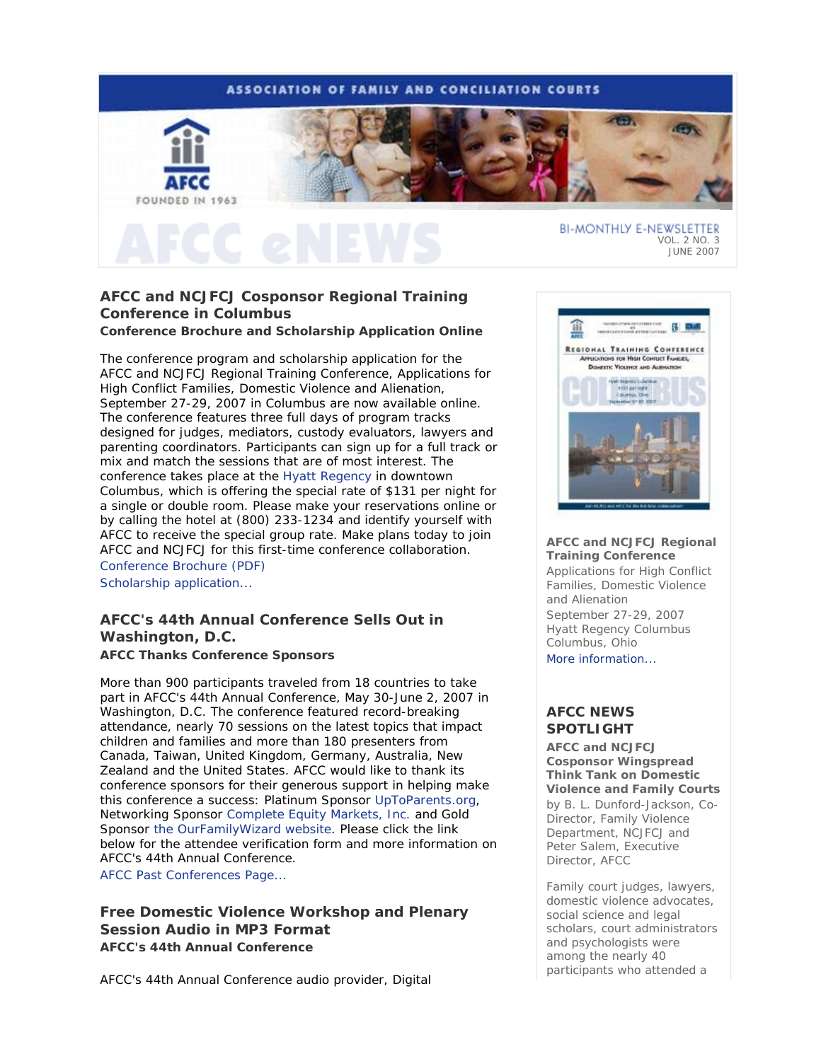ASSOCIATION OF FAMILY AND CONCILIATION COURTS

AFCC eNEWS

BI-MONTHLY E-NEWSLETTER
VOL. 2 NO. 3
JUNE 2007

## AFCC and NCJFCJ Cosponsor Regional Training Conference in Columbus

### Conference Brochure and Scholarship Application Online

The conference program and scholarship application for the AFCC and NCJFCJ Regional Training Conference, Applications for High Conflict Families, Domestic Violence and Alienation, September 27-29, 2007 in Columbus are now available online. The conference features three full days of program tracks designed for judges, mediators, custody evaluators, lawyers and parenting coordinators. Participants can sign up for a full track or mix and match the sessions that are of most interest. The conference takes place at the Hyatt Regency in downtown Columbus, which is offering the special rate of $131 per night for a single or double room. Please make your reservations online or by calling the hotel at (800) 233-1234 and identify yourself with AFCC to receive the special group rate. Make plans today to join AFCC and NCJFCJ for this first-time conference collaboration.

Conference Brochure (PDF)

Scholarship application...

## AFCC's 44th Annual Conference Sells Out in Washington, D.C.

### AFCC Thanks Conference Sponsors

More than 900 participants traveled from 18 countries to take part in AFCC's 44th Annual Conference, May 30-June 2, 2007 in Washington, D.C. The conference featured record-breaking attendance, nearly 70 sessions on the latest topics that impact children and families and more than 180 presenters from Canada, Taiwan, United Kingdom, Germany, Australia, New Zealand and the United States. AFCC would like to thank its conference sponsors for their generous support in helping make this conference a success: Platinum Sponsor UpToParents.org, Networking Sponsor Complete Equity Markets, Inc. and Gold Sponsor the OurFamilyWizard website. Please click the link below for the attendee verification form and more information on AFCC's 44th Annual Conference.

AFCC Past Conferences Page...

## Free Domestic Violence Workshop and Plenary Session Audio in MP3 Format

### AFCC's 44th Annual Conference

AFCC's 44th Annual Conference audio provider, Digital

**AFCC and NCJFCJ Regional Training Conference**
Applications for High Conflict Families, Domestic Violence and Alienation
September 27-29, 2007
Hyatt Regency Columbus
Columbus, Ohio
More information...

## AFCC NEWS SPOTLIGHT

**AFCC and NCJFCJ Cosponsor Wingspread Think Tank on Domestic Violence and Family Courts**
by B. L. Dunford-Jackson, Co-Director, Family Violence Department, NCJFCJ and Peter Salem, Executive Director, AFCC

Family court judges, lawyers, domestic violence advocates, social science and legal scholars, court administrators and psychologists were among the nearly 40 participants who attended a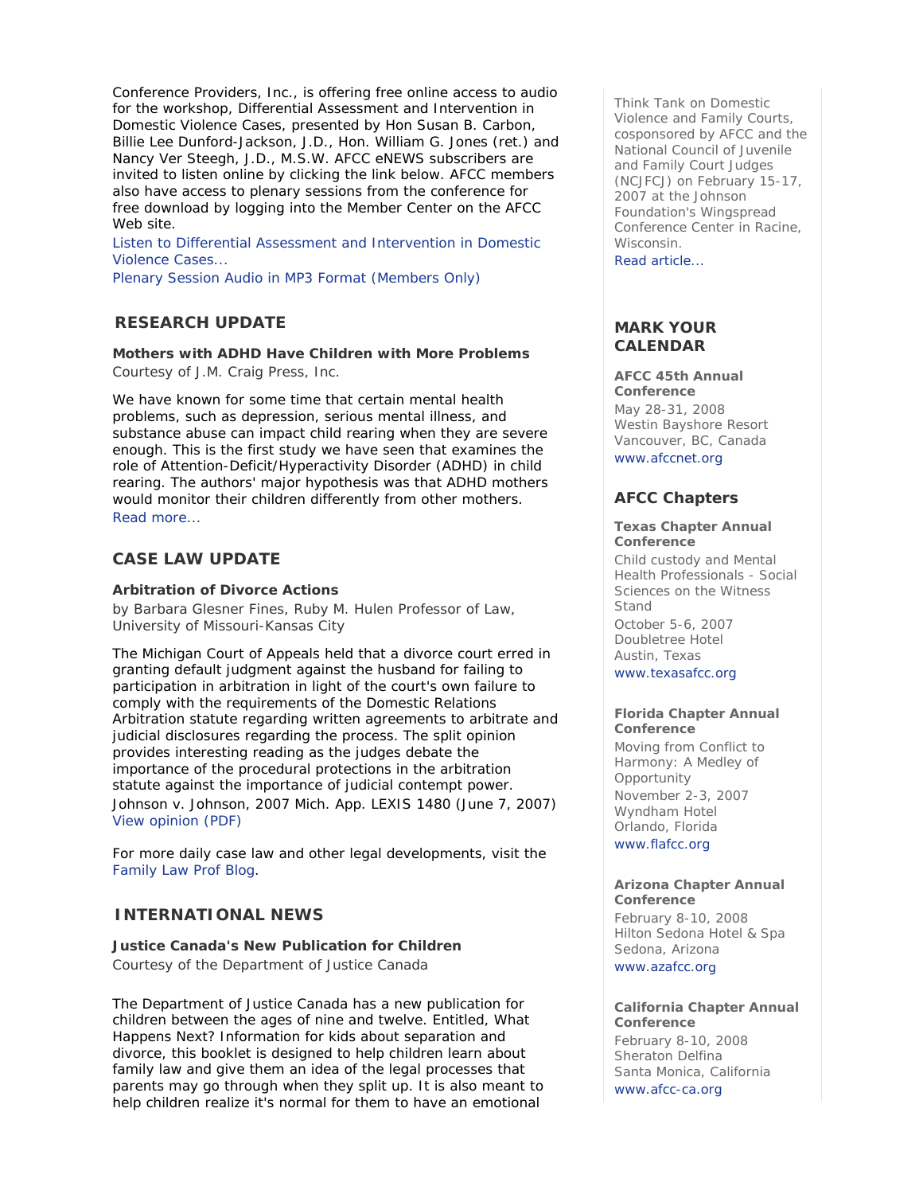Conference Providers, Inc., is offering free online access to audio for the workshop, Differential Assessment and Intervention in Domestic Violence Cases, presented by Hon Susan B. Carbon, Billie Lee Dunford-Jackson, J.D., Hon. William G. Jones (ret.) and Nancy Ver Steegh, J.D., M.S.W. AFCC eNEWS subscribers are invited to listen online by clicking the link below. AFCC members also have access to plenary sessions from the conference for free download by logging into the Member Center on the AFCC Web site.

Listen to Differential Assessment and Intervention in Domestic Violence Cases...

Plenary Session Audio in MP3 Format (Members Only)

## RESEARCH UPDATE

**Mothers with ADHD Have Children with More Problems**

Courtesy of J.M. Craig Press, Inc.

We have known for some time that certain mental health problems, such as depression, serious mental illness, and substance abuse can impact child rearing when they are severe enough. This is the first study we have seen that examines the role of Attention-Deficit/Hyperactivity Disorder (ADHD) in child rearing. The authors' major hypothesis was that ADHD mothers would monitor their children differently from other mothers.

Read more...

## CASE LAW UPDATE

**Arbitration of Divorce Actions**

by Barbara Glesner Fines, Ruby M. Hulen Professor of Law, University of Missouri-Kansas City

The Michigan Court of Appeals held that a divorce court erred in granting default judgment against the husband for failing to participation in arbitration in light of the court's own failure to comply with the requirements of the Domestic Relations Arbitration statute regarding written agreements to arbitrate and judicial disclosures regarding the process. The split opinion provides interesting reading as the judges debate the importance of the procedural protections in the arbitration statute against the importance of judicial contempt power.

Johnson v. Johnson, 2007 Mich. App. LEXIS 1480 (June 7, 2007)

View opinion (PDF)

For more daily case law and other legal developments, visit the Family Law Prof Blog.

## INTERNATIONAL NEWS

**Justice Canada's New Publication for Children**

Courtesy of the Department of Justice Canada

The Department of Justice Canada has a new publication for children between the ages of nine and twelve. Entitled, What Happens Next? Information for kids about separation and divorce, this booklet is designed to help children learn about family law and give them an idea of the legal processes that parents may go through when they split up. It is also meant to help children realize it's normal for them to have an emotional

Think Tank on Domestic Violence and Family Courts, cosponsored by AFCC and the National Council of Juvenile and Family Court Judges (NCJFCJ) on February 15-17, 2007 at the Johnson Foundation's Wingspread Conference Center in Racine, Wisconsin.

Read article...

## MARK YOUR CALENDAR

**AFCC 45th Annual Conference**

May 28-31, 2008
Westin Bayshore Resort
Vancouver, BC, Canada
www.afccnet.org

## AFCC Chapters

**Texas Chapter Annual Conference**

Child custody and Mental Health Professionals - Social Sciences on the Witness Stand
October 5-6, 2007
Doubletree Hotel
Austin, Texas
www.texasafcc.org

**Florida Chapter Annual Conference**

Moving from Conflict to Harmony: A Medley of Opportunity
November 2-3, 2007
Wyndham Hotel
Orlando, Florida
www.flafcc.org

**Arizona Chapter Annual Conference**

February 8-10, 2008
Hilton Sedona Hotel & Spa
Sedona, Arizona
www.azafcc.org

**California Chapter Annual Conference**

February 8-10, 2008
Sheraton Delfina
Santa Monica, California
www.afcc-ca.org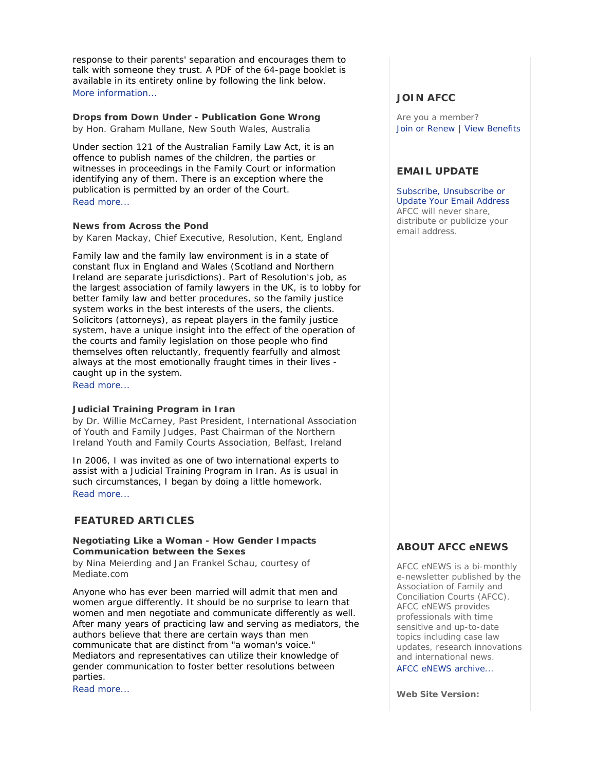response to their parents' separation and encourages them to talk with someone they trust. A PDF of the 64-page booklet is available in its entirety online by following the link below.
More information...

**Drops from Down Under - Publication Gone Wrong**
by Hon. Graham Mullane, New South Wales, Australia

Under section 121 of the Australian Family Law Act, it is an offence to publish names of the children, the parties or witnesses in proceedings in the Family Court or information identifying any of them. There is an exception where the publication is permitted by an order of the Court.
Read more...

**News from Across the Pond**
by Karen Mackay, Chief Executive, Resolution, Kent, England

Family law and the family law environment is in a state of constant flux in England and Wales (Scotland and Northern Ireland are separate jurisdictions). Part of Resolution's job, as the largest association of family lawyers in the UK, is to lobby for better family law and better procedures, so the family justice system works in the best interests of the users, the clients. Solicitors (attorneys), as repeat players in the family justice system, have a unique insight into the effect of the operation of the courts and family legislation on those people who find themselves often reluctantly, frequently fearfully and almost always at the most emotionally fraught times in their lives - caught up in the system.
Read more...

**Judicial Training Program in Iran**
by Dr. Willie McCarney, Past President, International Association of Youth and Family Judges, Past Chairman of the Northern Ireland Youth and Family Courts Association, Belfast, Ireland

In 2006, I was invited as one of two international experts to assist with a Judicial Training Program in Iran. As is usual in such circumstances, I began by doing a little homework.
Read more...

## FEATURED ARTICLES

**Negotiating Like a Woman - How Gender Impacts Communication between the Sexes**
by Nina Meierding and Jan Frankel Schau, courtesy of Mediate.com

Anyone who has ever been married will admit that men and women argue differently. It should be no surprise to learn that women and men negotiate and communicate differently as well. After many years of practicing law and serving as mediators, the authors believe that there are certain ways than men communicate that are distinct from "a woman's voice." Mediators and representatives can utilize their knowledge of gender communication to foster better resolutions between parties.
Read more...

## JOIN AFCC

Are you a member?
Join or Renew | View Benefits

## EMAIL UPDATE

Subscribe, Unsubscribe or Update Your Email Address
AFCC will never share, distribute or publicize your email address.

## ABOUT AFCC eNEWS

AFCC eNEWS is a bi-monthly e-newsletter published by the Association of Family and Conciliation Courts (AFCC). AFCC eNEWS provides professionals with time sensitive and up-to-date topics including case law updates, research innovations and international news.
AFCC eNEWS archive...

**Web Site Version:**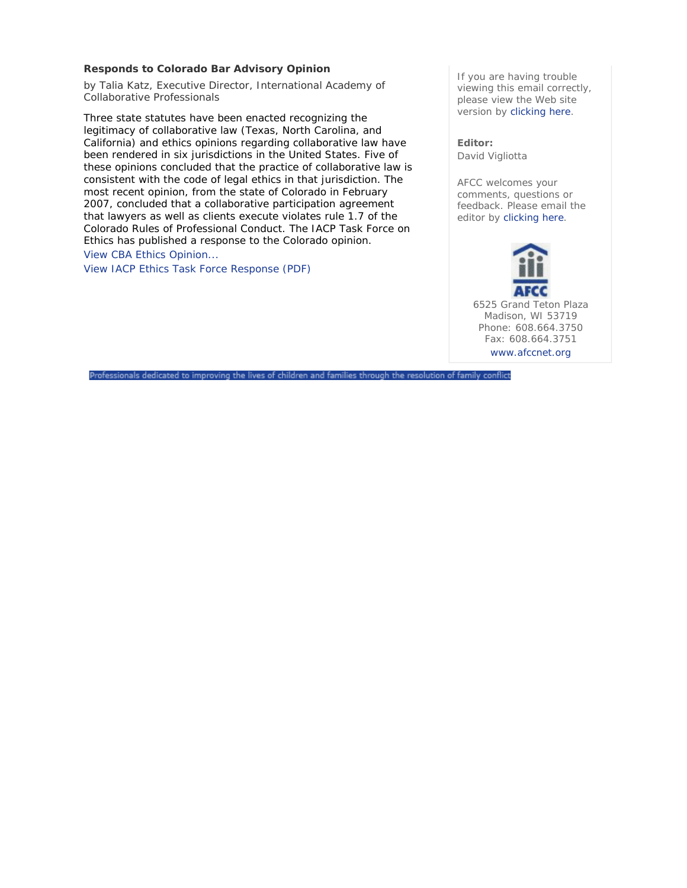### Responds to Colorado Bar Advisory Opinion

by Talia Katz, Executive Director, International Academy of Collaborative Professionals

Three state statutes have been enacted recognizing the legitimacy of collaborative law (Texas, North Carolina, and California) and ethics opinions regarding collaborative law have been rendered in six jurisdictions in the United States. Five of these opinions concluded that the practice of collaborative law is consistent with the code of legal ethics in that jurisdiction. The most recent opinion, from the state of Colorado in February 2007, concluded that a collaborative participation agreement that lawyers as well as clients execute violates rule 1.7 of the Colorado Rules of Professional Conduct. The IACP Task Force on Ethics has published a response to the Colorado opinion.

View CBA Ethics Opinion...

View IACP Ethics Task Force Response (PDF)

If you are having trouble viewing this email correctly, please view the Web site version by clicking here.

**Editor:**
David Vigliotta

AFCC welcomes your comments, questions or feedback. Please email the editor by clicking here.

AFCC
6525 Grand Teton Plaza
Madison, WI 53719
Phone: 608.664.3750
Fax: 608.664.3751
www.afccnet.org

Professionals dedicated to improving the lives of children and families through the resolution of family conflict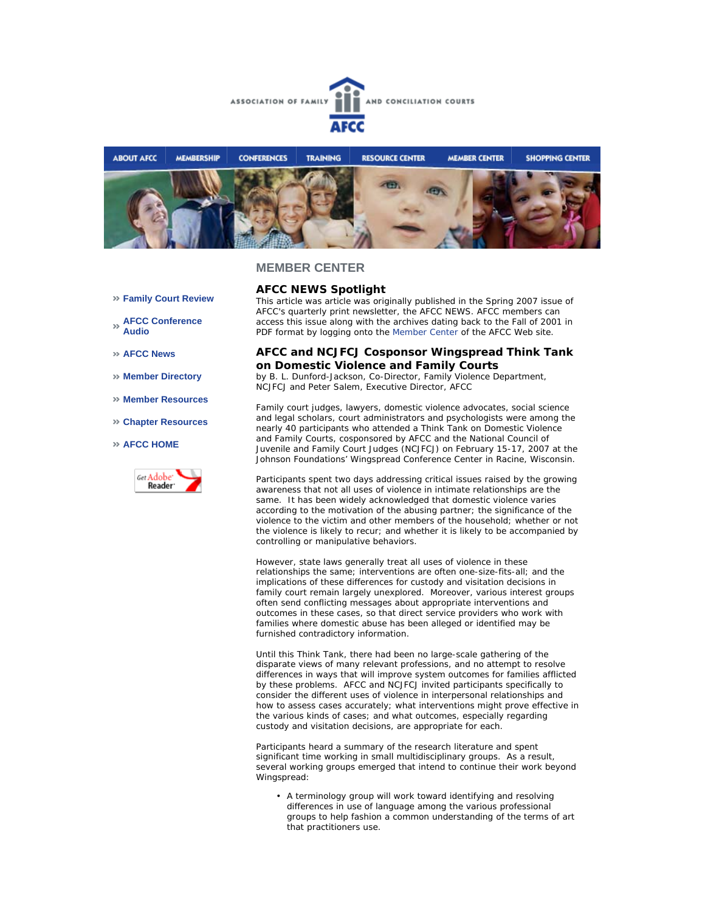ASSOCIATION OF FAMILY AND CONCILIATION COURTS

AFCC

ABOUT AFCC | MEMBERSHIP | CONFERENCES | TRAINING | RESOURCE CENTER | MEMBER CENTER | SHOPPING CENTER

## MEMBER CENTER

- Family Court Review
- AFCC Conference Audio
- AFCC News
- Member Directory
- Member Resources
- Chapter Resources
- AFCC HOME

### AFCC NEWS Spotlight

This article was article was originally published in the Spring 2007 issue of AFCC's quarterly print newsletter, the AFCC NEWS. AFCC members can access this issue along with the archives dating back to the Fall of 2001 in PDF format by logging onto the Member Center of the AFCC Web site.

### AFCC and NCJFCJ Cosponsor Wingspread Think Tank on Domestic Violence and Family Courts

by B. L. Dunford-Jackson, Co-Director, Family Violence Department, NCJFCJ and Peter Salem, Executive Director, AFCC

Family court judges, lawyers, domestic violence advocates, social science and legal scholars, court administrators and psychologists were among the nearly 40 participants who attended a Think Tank on Domestic Violence and Family Courts, cosponsored by AFCC and the National Council of Juvenile and Family Court Judges (NCJFCJ) on February 15-17, 2007 at the Johnson Foundations' Wingspread Conference Center in Racine, Wisconsin.

Participants spent two days addressing critical issues raised by the growing awareness that not all uses of violence in intimate relationships are the same. It has been widely acknowledged that domestic violence varies according to the motivation of the abusing partner; the significance of the violence to the victim and other members of the household; whether or not the violence is likely to recur; and whether it is likely to be accompanied by controlling or manipulative behaviors.

However, state laws generally treat all uses of violence in these relationships the same; interventions are often one-size-fits-all; and the implications of these differences for custody and visitation decisions in family court remain largely unexplored. Moreover, various interest groups often send conflicting messages about appropriate interventions and outcomes in these cases, so that direct service providers who work with families where domestic abuse has been alleged or identified may be furnished contradictory information.

Until this Think Tank, there had been no large-scale gathering of the disparate views of many relevant professions, and no attempt to resolve differences in ways that will improve system outcomes for families afflicted by these problems. AFCC and NCJFCJ invited participants specifically to consider the different uses of violence in interpersonal relationships and how to assess cases accurately; what interventions might prove effective in the various kinds of cases; and what outcomes, especially regarding custody and visitation decisions, are appropriate for each.

Participants heard a summary of the research literature and spent significant time working in small multidisciplinary groups. As a result, several working groups emerged that intend to continue their work beyond Wingspread:

- A terminology group will work toward identifying and resolving differences in use of language among the various professional groups to help fashion a common understanding of the terms of art that practitioners use.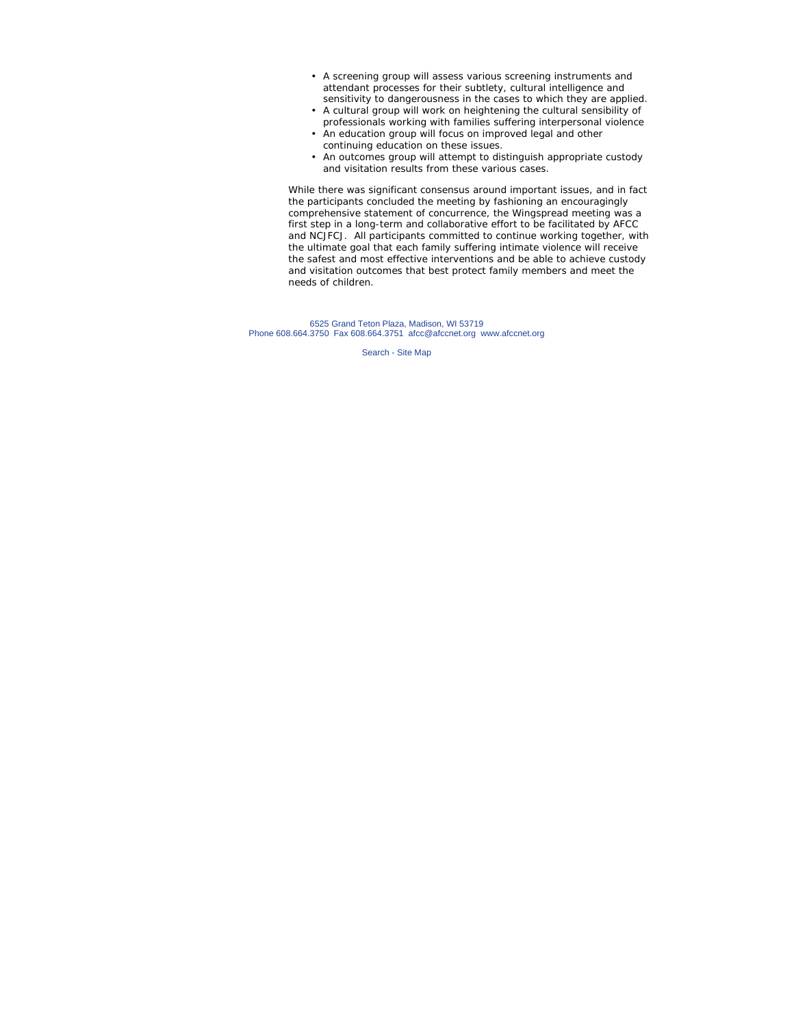- A screening group will assess various screening instruments and attendant processes for their subtlety, cultural intelligence and sensitivity to dangerousness in the cases to which they are applied.
- A cultural group will work on heightening the cultural sensibility of professionals working with families suffering interpersonal violence
- An education group will focus on improved legal and other continuing education on these issues.
- An outcomes group will attempt to distinguish appropriate custody and visitation results from these various cases.

While there was significant consensus around important issues, and in fact the participants concluded the meeting by fashioning an encouragingly comprehensive statement of concurrence, the Wingspread meeting was a first step in a long-term and collaborative effort to be facilitated by AFCC and NCJFCJ. All participants committed to continue working together, with the ultimate goal that each family suffering intimate violence will receive the safest and most effective interventions and be able to achieve custody and visitation outcomes that best protect family members and meet the needs of children.

6525 Grand Teton Plaza, Madison, WI 53719
Phone 608.664.3750 Fax 608.664.3751 afcc@afccnet.org www.afccnet.org

Search - Site Map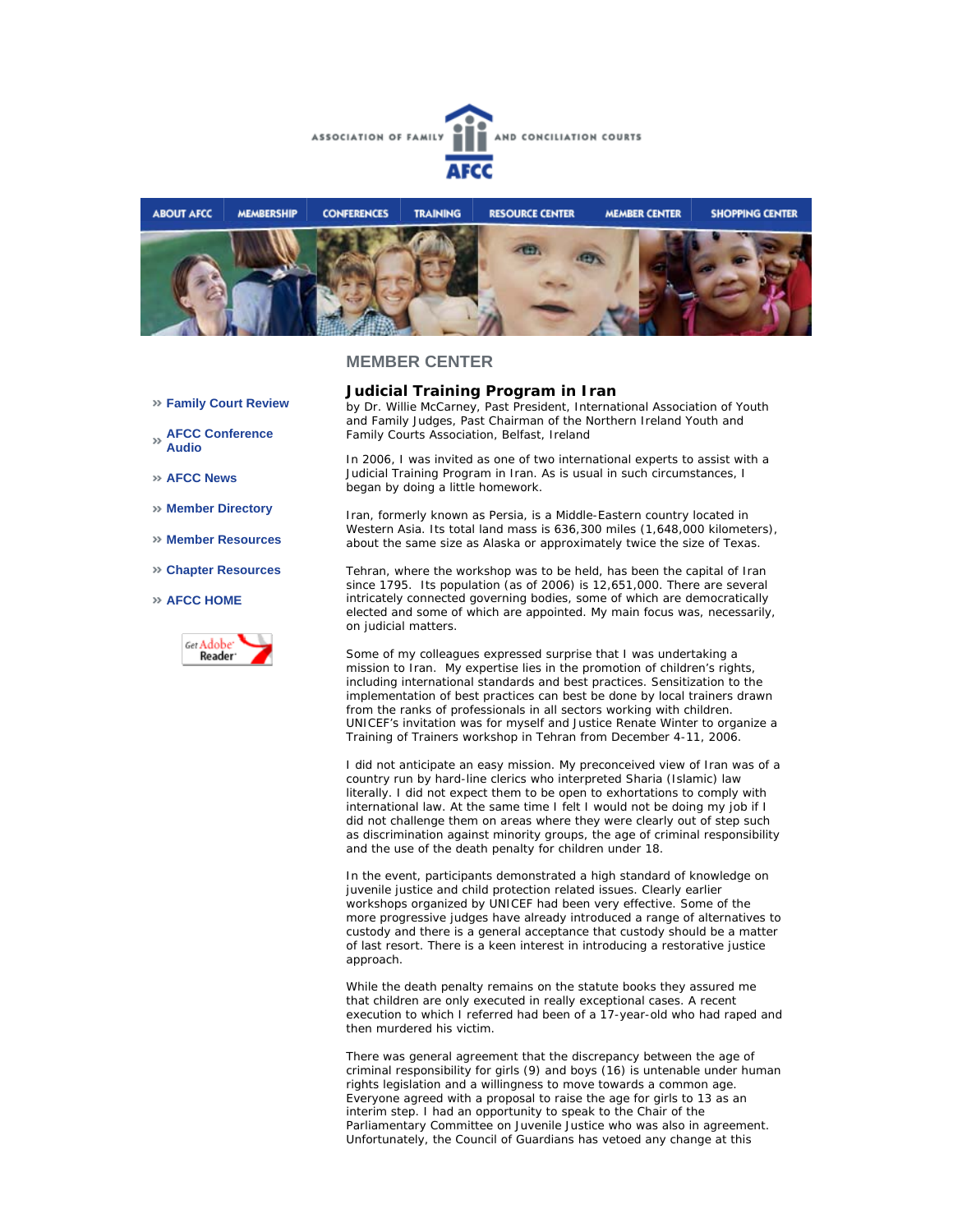ASSOCIATION OF FAMILY AND CONCILIATION COURTS

AFCC

ABOUT AFCC | MEMBERSHIP | CONFERENCES | TRAINING | RESOURCE CENTER | MEMBER CENTER | SHOPPING CENTER

## MEMBER CENTER

- » Family Court Review
- » AFCC Conference Audio
- » AFCC News
- » Member Directory
- » Member Resources
- » Chapter Resources
- » AFCC HOME

Get Adobe Reader

### Judicial Training Program in Iran

by Dr. Willie McCarney, Past President, International Association of Youth and Family Judges, Past Chairman of the Northern Ireland Youth and Family Courts Association, Belfast, Ireland

In 2006, I was invited as one of two international experts to assist with a Judicial Training Program in Iran. As is usual in such circumstances, I began by doing a little homework.

Iran, formerly known as Persia, is a Middle-Eastern country located in Western Asia. Its total land mass is 636,300 miles (1,648,000 kilometers), about the same size as Alaska or approximately twice the size of Texas.

Tehran, where the workshop was to be held, has been the capital of Iran since 1795. Its population (as of 2006) is 12,651,000. There are several intricately connected governing bodies, some of which are democratically elected and some of which are appointed. My main focus was, necessarily, on judicial matters.

Some of my colleagues expressed surprise that I was undertaking a mission to Iran. My expertise lies in the promotion of children's rights, including international standards and best practices. Sensitization to the implementation of best practices can best be done by local trainers drawn from the ranks of professionals in all sectors working with children. UNICEF's invitation was for myself and Justice Renate Winter to organize a Training of Trainers workshop in Tehran from December 4-11, 2006.

I did not anticipate an easy mission. My preconceived view of Iran was of a country run by hard-line clerics who interpreted Sharia (Islamic) law literally. I did not expect them to be open to exhortations to comply with international law. At the same time I felt I would not be doing my job if I did not challenge them on areas where they were clearly out of step such as discrimination against minority groups, the age of criminal responsibility and the use of the death penalty for children under 18.

In the event, participants demonstrated a high standard of knowledge on juvenile justice and child protection related issues. Clearly earlier workshops organized by UNICEF had been very effective. Some of the more progressive judges have already introduced a range of alternatives to custody and there is a general acceptance that custody should be a matter of last resort. There is a keen interest in introducing a restorative justice approach.

While the death penalty remains on the statute books they assured me that children are only executed in really exceptional cases. A recent execution to which I referred had been of a 17-year-old who had raped and then murdered his victim.

There was general agreement that the discrepancy between the age of criminal responsibility for girls (9) and boys (16) is untenable under human rights legislation and a willingness to move towards a common age. Everyone agreed with a proposal to raise the age for girls to 13 as an interim step. I had an opportunity to speak to the Chair of the Parliamentary Committee on Juvenile Justice who was also in agreement. Unfortunately, the Council of Guardians has vetoed any change at this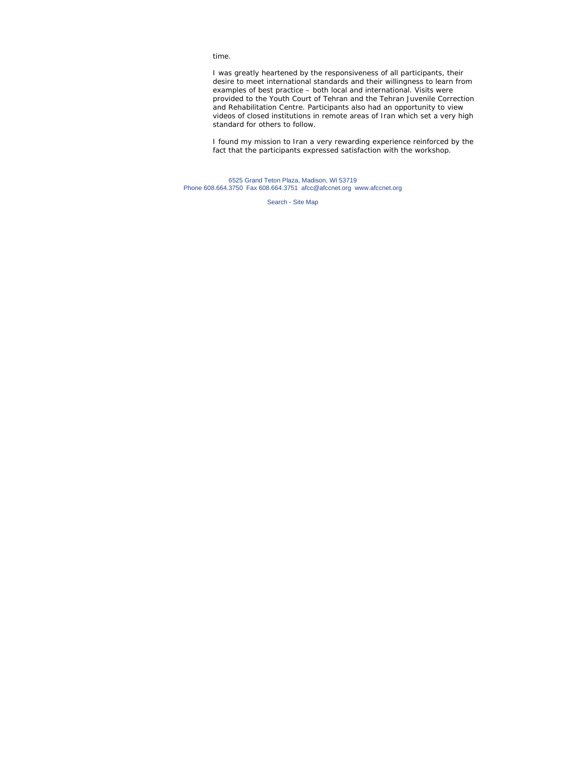time.

I was greatly heartened by the responsiveness of all participants, their desire to meet international standards and their willingness to learn from examples of best practice – both local and international. Visits were provided to the Youth Court of Tehran and the Tehran Juvenile Correction and Rehabilitation Centre. Participants also had an opportunity to view videos of closed institutions in remote areas of Iran which set a very high standard for others to follow.

I found my mission to Iran a very rewarding experience reinforced by the fact that the participants expressed satisfaction with the workshop.

6525 Grand Teton Plaza, Madison, WI 53719
Phone 608.664.3750 Fax 608.664.3751 afcc@afccnet.org www.afccnet.org

Search - Site Map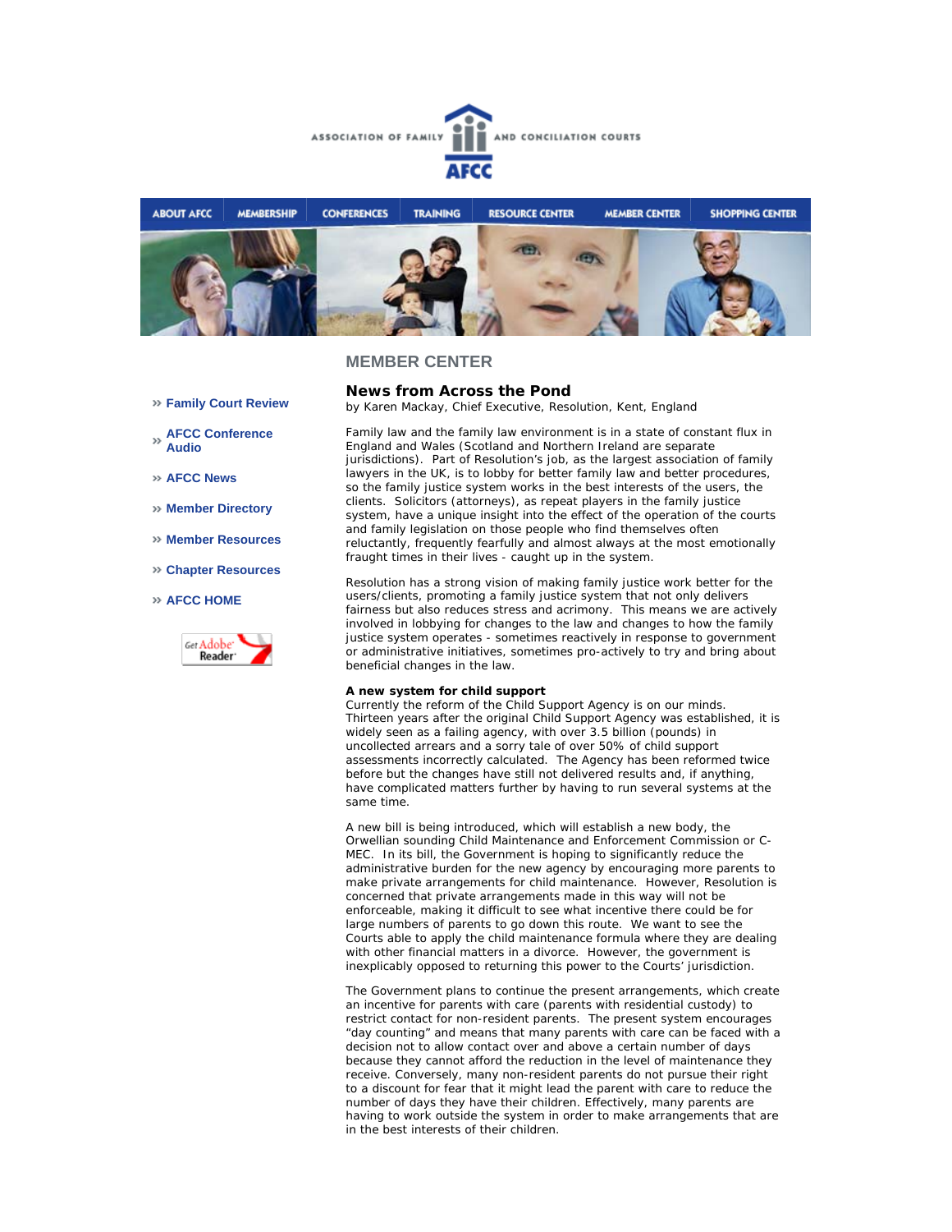ASSOCIATION OF FAMILY AND CONCILIATION COURTS

AFCC

ABOUT AFCC | MEMBERSHIP | CONFERENCES | TRAINING | RESOURCE CENTER | MEMBER CENTER | SHOPPING CENTER

» Family Court Review

» AFCC Conference Audio

» AFCC News

» Member Directory

» Member Resources

» Chapter Resources

» AFCC HOME

## MEMBER CENTER

### News from Across the Pond

by Karen Mackay, Chief Executive, Resolution, Kent, England

Family law and the family law environment is in a state of constant flux in England and Wales (Scotland and Northern Ireland are separate jurisdictions). Part of Resolution's job, as the largest association of family lawyers in the UK, is to lobby for better family law and better procedures, so the family justice system works in the best interests of the users, the clients. Solicitors (attorneys), as repeat players in the family justice system, have a unique insight into the effect of the operation of the courts and family legislation on those people who find themselves often reluctantly, frequently fearfully and almost always at the most emotionally fraught times in their lives - caught up in the system.

Resolution has a strong vision of making family justice work better for the users/clients, promoting a family justice system that not only delivers fairness but also reduces stress and acrimony. This means we are actively involved in lobbying for changes to the law and changes to how the family justice system operates - sometimes reactively in response to government or administrative initiatives, sometimes pro-actively to try and bring about beneficial changes in the law.

**A new system for child support**
Currently the reform of the Child Support Agency is on our minds. Thirteen years after the original Child Support Agency was established, it is widely seen as a failing agency, with over 3.5 billion (pounds) in uncollected arrears and a sorry tale of over 50% of child support assessments incorrectly calculated. The Agency has been reformed twice before but the changes have still not delivered results and, if anything, have complicated matters further by having to run several systems at the same time.

A new bill is being introduced, which will establish a new body, the Orwellian sounding Child Maintenance and Enforcement Commission or C-MEC. In its bill, the Government is hoping to significantly reduce the administrative burden for the new agency by encouraging more parents to make private arrangements for child maintenance. However, Resolution is concerned that private arrangements made in this way will not be enforceable, making it difficult to see what incentive there could be for large numbers of parents to go down this route. We want to see the Courts able to apply the child maintenance formula where they are dealing with other financial matters in a divorce. However, the government is inexplicably opposed to returning this power to the Courts' jurisdiction.

The Government plans to continue the present arrangements, which create an incentive for parents with care (parents with residential custody) to restrict contact for non-resident parents. The present system encourages "day counting" and means that many parents with care can be faced with a decision not to allow contact over and above a certain number of days because they cannot afford the reduction in the level of maintenance they receive. Conversely, many non-resident parents do not pursue their right to a discount for fear that it might lead the parent with care to reduce the number of days they have their children. Effectively, many parents are having to work outside the system in order to make arrangements that are in the best interests of their children.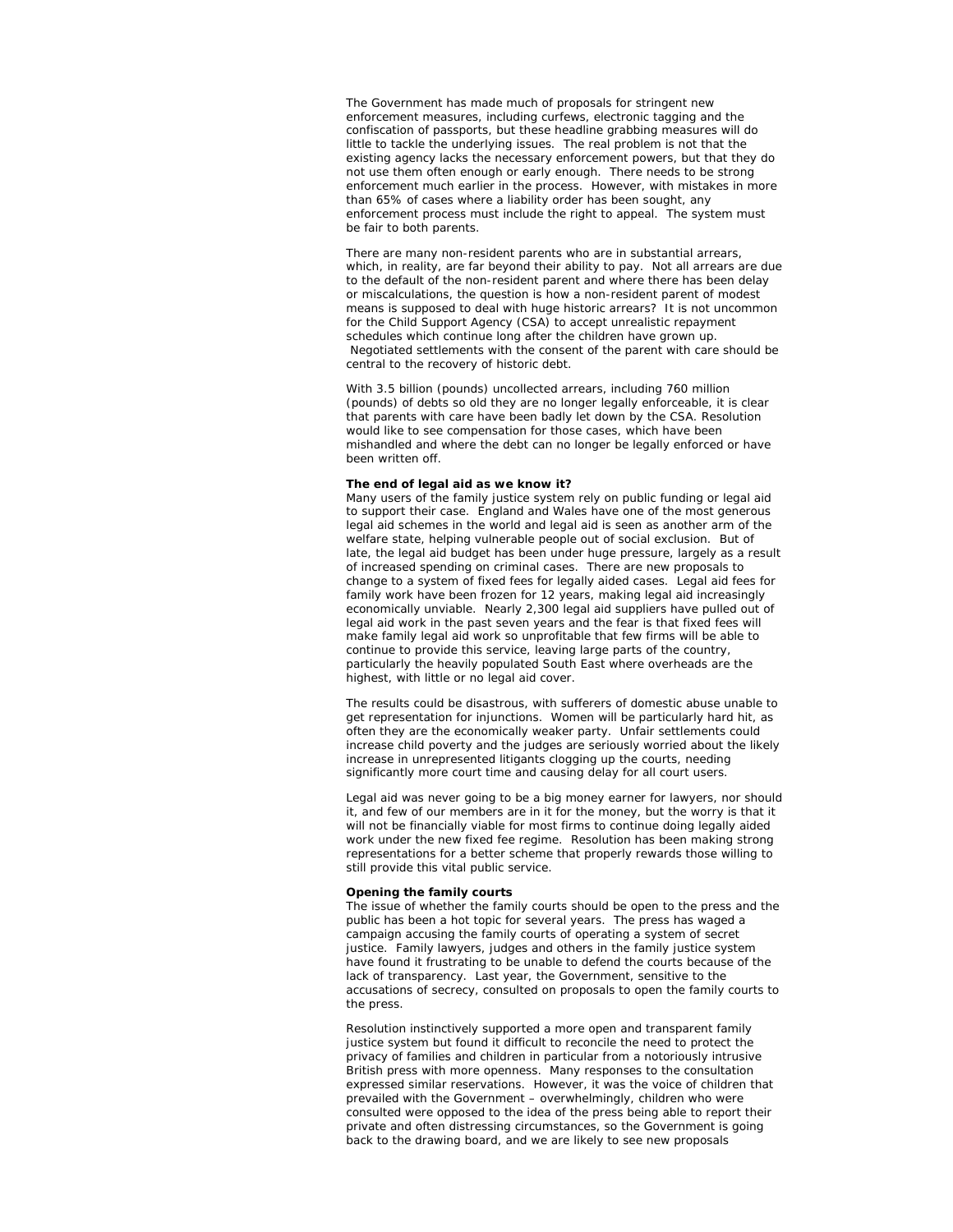The Government has made much of proposals for stringent new enforcement measures, including curfews, electronic tagging and the confiscation of passports, but these headline grabbing measures will do little to tackle the underlying issues. The real problem is not that the existing agency lacks the necessary enforcement powers, but that they do not use them often enough or early enough. There needs to be strong enforcement much earlier in the process. However, with mistakes in more than 65% of cases where a liability order has been sought, any enforcement process must include the right to appeal. The system must be fair to both parents.

There are many non-resident parents who are in substantial arrears, which, in reality, are far beyond their ability to pay. Not all arrears are due to the default of the non-resident parent and where there has been delay or miscalculations, the question is how a non-resident parent of modest means is supposed to deal with huge historic arrears? It is not uncommon for the Child Support Agency (CSA) to accept unrealistic repayment schedules which continue long after the children have grown up. Negotiated settlements with the consent of the parent with care should be central to the recovery of historic debt.

With 3.5 billion (pounds) uncollected arrears, including 760 million (pounds) of debts so old they are no longer legally enforceable, it is clear that parents with care have been badly let down by the CSA. Resolution would like to see compensation for those cases, which have been mishandled and where the debt can no longer be legally enforced or have been written off.

**The end of legal aid as we know it?**

Many users of the family justice system rely on public funding or legal aid to support their case. England and Wales have one of the most generous legal aid schemes in the world and legal aid is seen as another arm of the welfare state, helping vulnerable people out of social exclusion. But of late, the legal aid budget has been under huge pressure, largely as a result of increased spending on criminal cases. There are new proposals to change to a system of fixed fees for legally aided cases. Legal aid fees for family work have been frozen for 12 years, making legal aid increasingly economically unviable. Nearly 2,300 legal aid suppliers have pulled out of legal aid work in the past seven years and the fear is that fixed fees will make family legal aid work so unprofitable that few firms will be able to continue to provide this service, leaving large parts of the country, particularly the heavily populated South East where overheads are the highest, with little or no legal aid cover.

The results could be disastrous, with sufferers of domestic abuse unable to get representation for injunctions. Women will be particularly hard hit, as often they are the economically weaker party. Unfair settlements could increase child poverty and the judges are seriously worried about the likely increase in unrepresented litigants clogging up the courts, needing significantly more court time and causing delay for all court users.

Legal aid was never going to be a big money earner for lawyers, nor should it, and few of our members are in it for the money, but the worry is that it will not be financially viable for most firms to continue doing legally aided work under the new fixed fee regime. Resolution has been making strong representations for a better scheme that properly rewards those willing to still provide this vital public service.

**Opening the family courts**

The issue of whether the family courts should be open to the press and the public has been a hot topic for several years. The press has waged a campaign accusing the family courts of operating a system of secret justice. Family lawyers, judges and others in the family justice system have found it frustrating to be unable to defend the courts because of the lack of transparency. Last year, the Government, sensitive to the accusations of secrecy, consulted on proposals to open the family courts to the press.

Resolution instinctively supported a more open and transparent family justice system but found it difficult to reconcile the need to protect the privacy of families and children in particular from a notoriously intrusive British press with more openness. Many responses to the consultation expressed similar reservations. However, it was the voice of children that prevailed with the Government – overwhelmingly, children who were consulted were opposed to the idea of the press being able to report their private and often distressing circumstances, so the Government is going back to the drawing board, and we are likely to see new proposals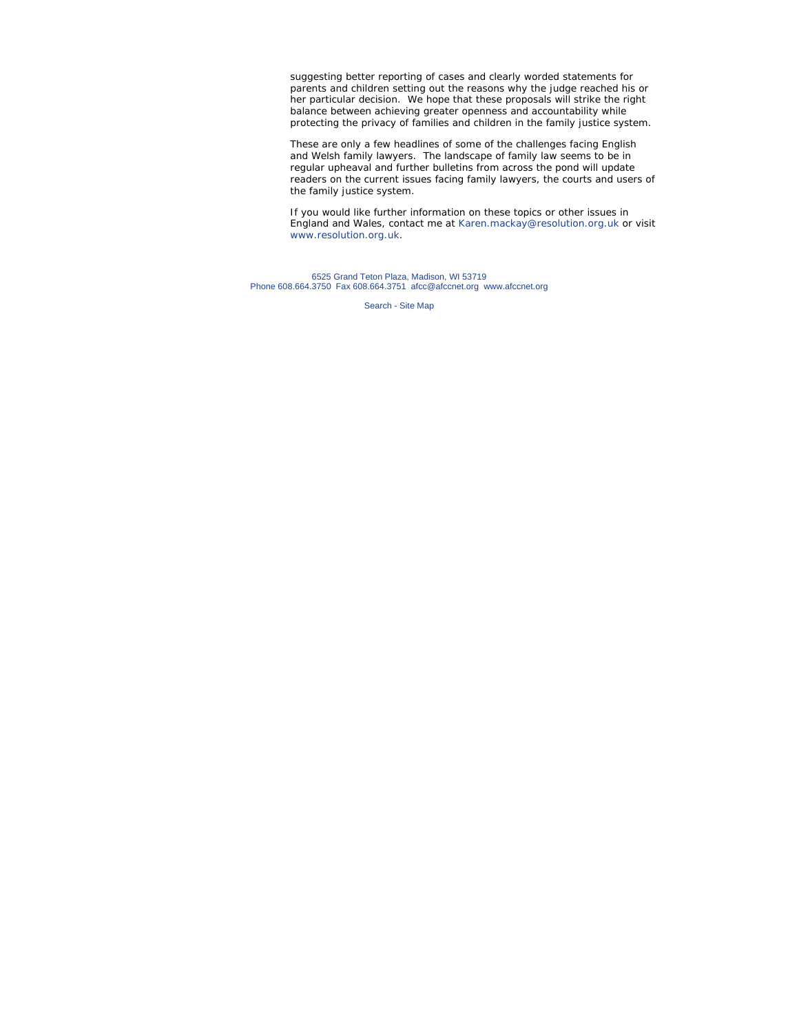suggesting better reporting of cases and clearly worded statements for parents and children setting out the reasons why the judge reached his or her particular decision. We hope that these proposals will strike the right balance between achieving greater openness and accountability while protecting the privacy of families and children in the family justice system.

These are only a few headlines of some of the challenges facing English and Welsh family lawyers. The landscape of family law seems to be in regular upheaval and further bulletins from across the pond will update readers on the current issues facing family lawyers, the courts and users of the family justice system.

If you would like further information on these topics or other issues in England and Wales, contact me at Karen.mackay@resolution.org.uk or visit www.resolution.org.uk.

6525 Grand Teton Plaza, Madison, WI 53719
Phone 608.664.3750 Fax 608.664.3751 afcc@afccnet.org www.afccnet.org

Search - Site Map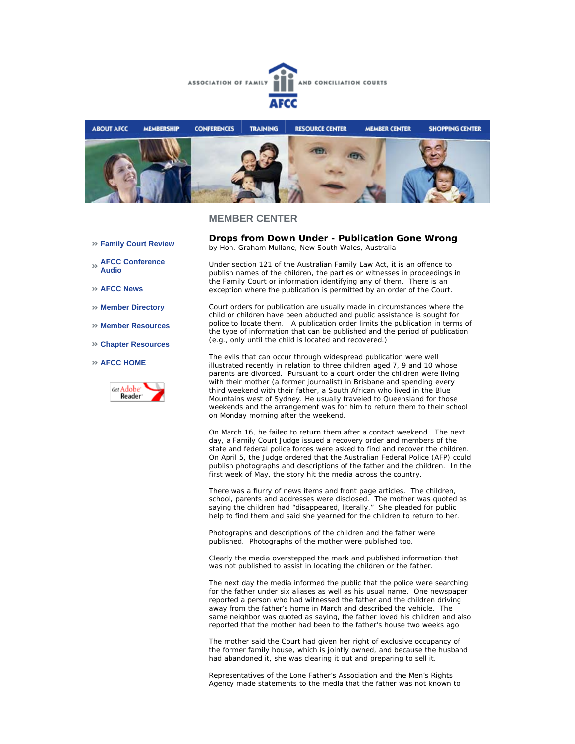ASSOCIATION OF FAMILY AND CONCILIATION COURTS

AFCC

ABOUT AFCC | MEMBERSHIP | CONFERENCES | TRAINING | RESOURCE CENTER | MEMBER CENTER | SHOPPING CENTER

## MEMBER CENTER

- » Family Court Review
- » AFCC Conference Audio
- » AFCC News
- » Member Directory
- » Member Resources
- » Chapter Resources
- » AFCC HOME

### Drops from Down Under - Publication Gone Wrong

by Hon. Graham Mullane, New South Wales, Australia

Under section 121 of the Australian Family Law Act, it is an offence to publish names of the children, the parties or witnesses in proceedings in the Family Court or information identifying any of them. There is an exception where the publication is permitted by an order of the Court.

Court orders for publication are usually made in circumstances where the child or children have been abducted and public assistance is sought for police to locate them. A publication order limits the publication in terms of the type of information that can be published and the period of publication (e.g., only until the child is located and recovered.)

The evils that can occur through widespread publication were well illustrated recently in relation to three children aged 7, 9 and 10 whose parents are divorced. Pursuant to a court order the children were living with their mother (a former journalist) in Brisbane and spending every third weekend with their father, a South African who lived in the Blue Mountains west of Sydney. He usually traveled to Queensland for those weekends and the arrangement was for him to return them to their school on Monday morning after the weekend.

On March 16, he failed to return them after a contact weekend. The next day, a Family Court Judge issued a recovery order and members of the state and federal police forces were asked to find and recover the children. On April 5, the Judge ordered that the Australian Federal Police (AFP) could publish photographs and descriptions of the father and the children. In the first week of May, the story hit the media across the country.

There was a flurry of news items and front page articles. The children, school, parents and addresses were disclosed. The mother was quoted as saying the children had "disappeared, literally." She pleaded for public help to find them and said she yearned for the children to return to her.

Photographs and descriptions of the children and the father were published. Photographs of the mother were published too.

Clearly the media overstepped the mark and published information that was not published to assist in locating the children or the father.

The next day the media informed the public that the police were searching for the father under six aliases as well as his usual name. One newspaper reported a person who had witnessed the father and the children driving away from the father's home in March and described the vehicle. The same neighbor was quoted as saying, the father loved his children and also reported that the mother had been to the father's house two weeks ago.

The mother said the Court had given her right of exclusive occupancy of the former family house, which is jointly owned, and because the husband had abandoned it, she was clearing it out and preparing to sell it.

Representatives of the Lone Father's Association and the Men's Rights Agency made statements to the media that the father was not known to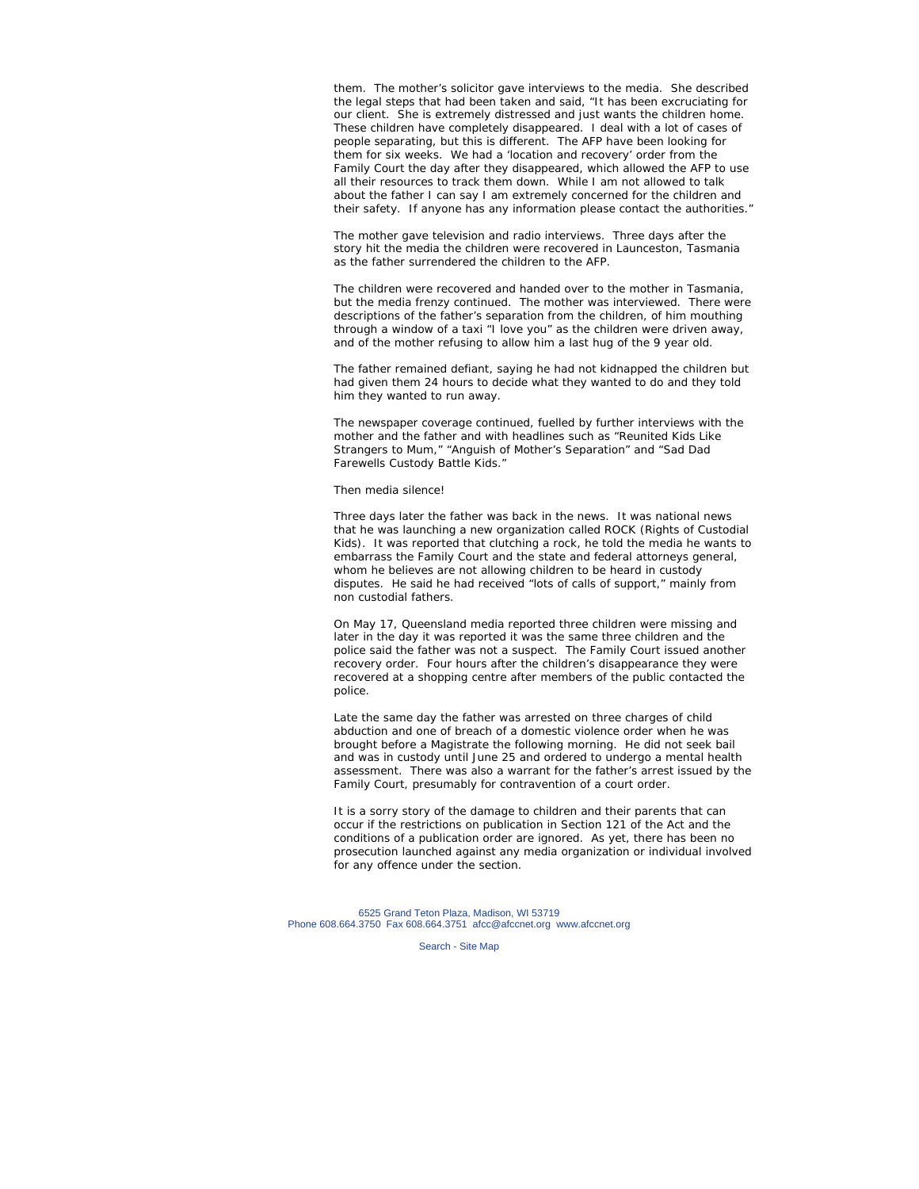them. The mother's solicitor gave interviews to the media. She described the legal steps that had been taken and said, "It has been excruciating for our client. She is extremely distressed and just wants the children home. These children have completely disappeared. I deal with a lot of cases of people separating, but this is different. The AFP have been looking for them for six weeks. We had a 'location and recovery' order from the Family Court the day after they disappeared, which allowed the AFP to use all their resources to track them down. While I am not allowed to talk about the father I can say I am extremely concerned for the children and their safety. If anyone has any information please contact the authorities."

The mother gave television and radio interviews. Three days after the story hit the media the children were recovered in Launceston, Tasmania as the father surrendered the children to the AFP.

The children were recovered and handed over to the mother in Tasmania, but the media frenzy continued. The mother was interviewed. There were descriptions of the father's separation from the children, of him mouthing through a window of a taxi "I love you" as the children were driven away, and of the mother refusing to allow him a last hug of the 9 year old.

The father remained defiant, saying he had not kidnapped the children but had given them 24 hours to decide what they wanted to do and they told him they wanted to run away.

The newspaper coverage continued, fuelled by further interviews with the mother and the father and with headlines such as "Reunited Kids Like Strangers to Mum," "Anguish of Mother's Separation" and "Sad Dad Farewells Custody Battle Kids."

Then media silence!

Three days later the father was back in the news. It was national news that he was launching a new organization called ROCK (Rights of Custodial Kids). It was reported that clutching a rock, he told the media he wants to embarrass the Family Court and the state and federal attorneys general, whom he believes are not allowing children to be heard in custody disputes. He said he had received "lots of calls of support," mainly from non custodial fathers.

On May 17, Queensland media reported three children were missing and later in the day it was reported it was the same three children and the police said the father was not a suspect. The Family Court issued another recovery order. Four hours after the children's disappearance they were recovered at a shopping centre after members of the public contacted the police.

Late the same day the father was arrested on three charges of child abduction and one of breach of a domestic violence order when he was brought before a Magistrate the following morning. He did not seek bail and was in custody until June 25 and ordered to undergo a mental health assessment. There was also a warrant for the father's arrest issued by the Family Court, presumably for contravention of a court order.

It is a sorry story of the damage to children and their parents that can occur if the restrictions on publication in Section 121 of the Act and the conditions of a publication order are ignored. As yet, there has been no prosecution launched against any media organization or individual involved for any offence under the section.

6525 Grand Teton Plaza, Madison, WI 53719
Phone 608.664.3750 Fax 608.664.3751 afcc@afccnet.org www.afccnet.org

Search - Site Map